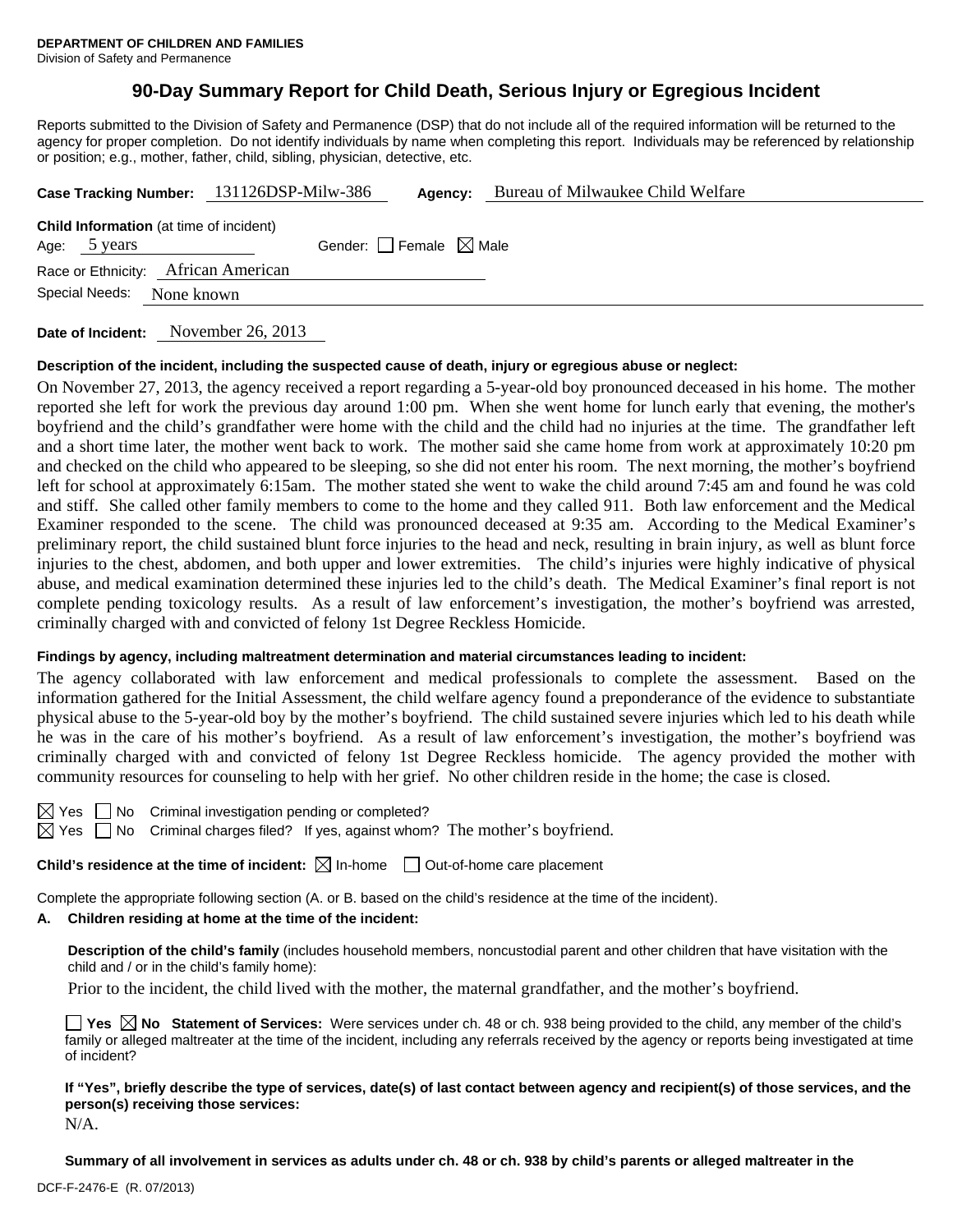**DEPARTMENT OF CHILDREN AND FAMILIES**
Division of Safety and Permanence

# 90-Day Summary Report for Child Death, Serious Injury or Egregious Incident

Reports submitted to the Division of Safety and Permanence (DSP) that do not include all of the required information will be returned to the agency for proper completion. Do not identify individuals by name when completing this report. Individuals may be referenced by relationship or position; e.g., mother, father, child, sibling, physician, detective, etc.

**Case Tracking Number:** 131126DSP-Milw-386 **Agency:** Bureau of Milwaukee Child Welfare

**Child Information** (at time of incident)
Age: 5 years Gender: ☐ Female ☒ Male
Race or Ethnicity: African American
Special Needs: None known

**Date of Incident:** November 26, 2013

**Description of the incident, including the suspected cause of death, injury or egregious abuse or neglect:**

On November 27, 2013, the agency received a report regarding a 5-year-old boy pronounced deceased in his home. The mother reported she left for work the previous day around 1:00 pm. When she went home for lunch early that evening, the mother's boyfriend and the child's grandfather were home with the child and the child had no injuries at the time. The grandfather left and a short time later, the mother went back to work. The mother said she came home from work at approximately 10:20 pm and checked on the child who appeared to be sleeping, so she did not enter his room. The next morning, the mother's boyfriend left for school at approximately 6:15am. The mother stated she went to wake the child around 7:45 am and found he was cold and stiff. She called other family members to come to the home and they called 911. Both law enforcement and the Medical Examiner responded to the scene. The child was pronounced deceased at 9:35 am. According to the Medical Examiner's preliminary report, the child sustained blunt force injuries to the head and neck, resulting in brain injury, as well as blunt force injuries to the chest, abdomen, and both upper and lower extremities. The child's injuries were highly indicative of physical abuse, and medical examination determined these injuries led to the child's death. The Medical Examiner's final report is not complete pending toxicology results. As a result of law enforcement's investigation, the mother's boyfriend was arrested, criminally charged with and convicted of felony 1st Degree Reckless Homicide.

**Findings by agency, including maltreatment determination and material circumstances leading to incident:**

The agency collaborated with law enforcement and medical professionals to complete the assessment. Based on the information gathered for the Initial Assessment, the child welfare agency found a preponderance of the evidence to substantiate physical abuse to the 5-year-old boy by the mother's boyfriend. The child sustained severe injuries which led to his death while he was in the care of his mother's boyfriend. As a result of law enforcement's investigation, the mother's boyfriend was criminally charged with and convicted of felony 1st Degree Reckless homicide. The agency provided the mother with community resources for counseling to help with her grief. No other children reside in the home; the case is closed.

☒ Yes ☐ No Criminal investigation pending or completed?
☒ Yes ☐ No Criminal charges filed? If yes, against whom? The mother's boyfriend.

**Child's residence at the time of incident:** ☒ In-home ☐ Out-of-home care placement

Complete the appropriate following section (A. or B. based on the child's residence at the time of the incident).

**A. Children residing at home at the time of the incident:**

**Description of the child's family** (includes household members, noncustodial parent and other children that have visitation with the child and / or in the child's family home):

Prior to the incident, the child lived with the mother, the maternal grandfather, and the mother's boyfriend.

☐ **Yes** ☒ **No** **Statement of Services:** Were services under ch. 48 or ch. 938 being provided to the child, any member of the child's family or alleged maltreater at the time of the incident, including any referrals received by the agency or reports being investigated at time of incident?

**If "Yes", briefly describe the type of services, date(s) of last contact between agency and recipient(s) of those services, and the person(s) receiving those services:**

N/A.

**Summary of all involvement in services as adults under ch. 48 or ch. 938 by child's parents or alleged maltreater in the**

DCF-F-2476-E (R. 07/2013)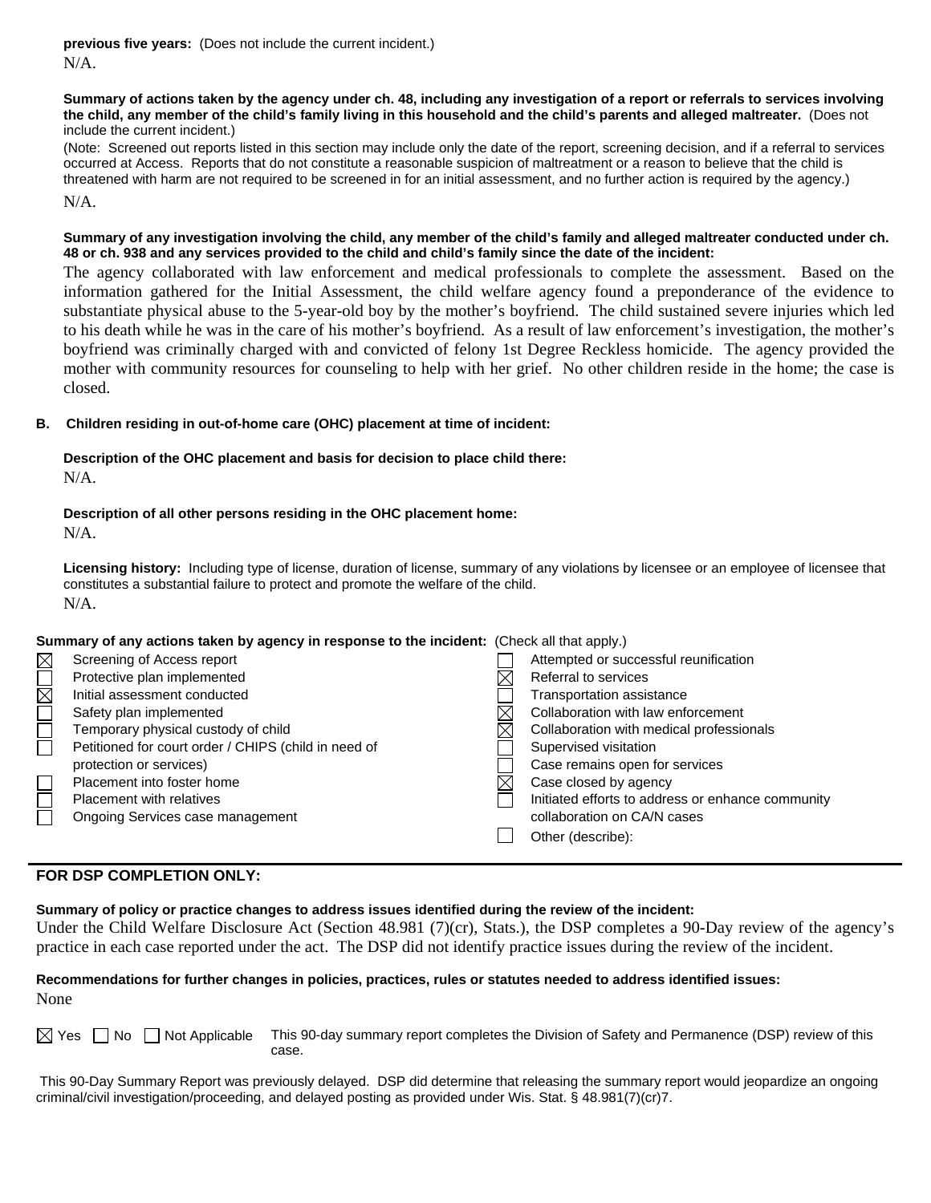**previous five years:** (Does not include the current incident.)

N/A.

**Summary of actions taken by the agency under ch. 48, including any investigation of a report or referrals to services involving the child, any member of the child's family living in this household and the child's parents and alleged maltreater.** (Does not include the current incident.)

(Note: Screened out reports listed in this section may include only the date of the report, screening decision, and if a referral to services occurred at Access. Reports that do not constitute a reasonable suspicion of maltreatment or a reason to believe that the child is threatened with harm are not required to be screened in for an initial assessment, and no further action is required by the agency.)

N/A.

**Summary of any investigation involving the child, any member of the child's family and alleged maltreater conducted under ch. 48 or ch. 938 and any services provided to the child and child's family since the date of the incident:**

The agency collaborated with law enforcement and medical professionals to complete the assessment. Based on the information gathered for the Initial Assessment, the child welfare agency found a preponderance of the evidence to substantiate physical abuse to the 5-year-old boy by the mother's boyfriend. The child sustained severe injuries which led to his death while he was in the care of his mother's boyfriend. As a result of law enforcement's investigation, the mother's boyfriend was criminally charged with and convicted of felony 1st Degree Reckless homicide. The agency provided the mother with community resources for counseling to help with her grief. No other children reside in the home; the case is closed.

**B. Children residing in out-of-home care (OHC) placement at time of incident:**

**Description of the OHC placement and basis for decision to place child there:**

N/A.

**Description of all other persons residing in the OHC placement home:**

N/A.

**Licensing history:** Including type of license, duration of license, summary of any violations by licensee or an employee of licensee that constitutes a substantial failure to protect and promote the welfare of the child.

N/A.

**Summary of any actions taken by agency in response to the incident:** (Check all that apply.)

| | | | |
|---|---|---|---|
| ☒ | Screening of Access report | ☐ | Attempted or successful reunification |
| ☐ | Protective plan implemented | ☒ | Referral to services |
| ☒ | Initial assessment conducted | ☐ | Transportation assistance |
| ☐ | Safety plan implemented | ☒ | Collaboration with law enforcement |
| ☐ | Temporary physical custody of child | ☒ | Collaboration with medical professionals |
| ☐ | Petitioned for court order / CHIPS (child in need of protection or services) | ☐ | Supervised visitation |
| | | ☐ | Case remains open for services |
| ☐ | Placement into foster home | ☒ | Case closed by agency |
| ☐ | Placement with relatives | ☐ | Initiated efforts to address or enhance community collaboration on CA/N cases |
| ☐ | Ongoing Services case management | ☐ | Other (describe): |

## FOR DSP COMPLETION ONLY:

**Summary of policy or practice changes to address issues identified during the review of the incident:**

Under the Child Welfare Disclosure Act (Section 48.981 (7)(cr), Stats.), the DSP completes a 90-Day review of the agency's practice in each case reported under the act. The DSP did not identify practice issues during the review of the incident.

**Recommendations for further changes in policies, practices, rules or statutes needed to address identified issues:**

None

☒ Yes ☐ No ☐ Not Applicable This 90-day summary report completes the Division of Safety and Permanence (DSP) review of this case.

This 90-Day Summary Report was previously delayed. DSP did determine that releasing the summary report would jeopardize an ongoing criminal/civil investigation/proceeding, and delayed posting as provided under Wis. Stat. § 48.981(7)(cr)7.